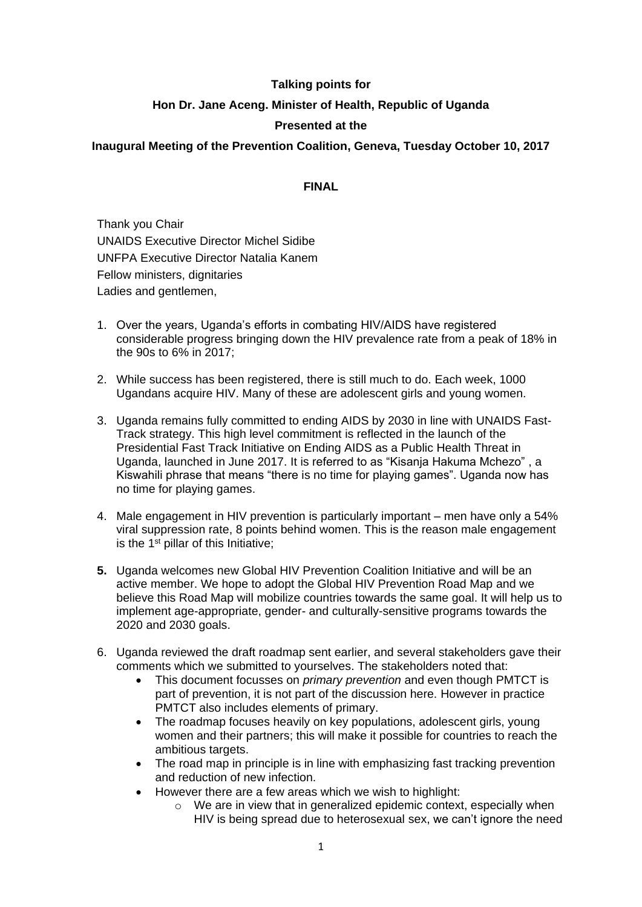**Talking points for**

**Hon Dr. Jane Aceng. Minister of Health, Republic of Uganda**

**Presented at the**

**Inaugural Meeting of the Prevention Coalition, Geneva, Tuesday October 10, 2017**

**FINAL**

Thank you Chair
UNAIDS Executive Director Michel Sidibe
UNFPA Executive Director Natalia Kanem
Fellow ministers, dignitaries
Ladies and gentlemen,

1. Over the years, Uganda's efforts in combating HIV/AIDS have registered considerable progress bringing down the HIV prevalence rate from a peak of 18% in the 90s to 6% in 2017;

2. While success has been registered, there is still much to do. Each week, 1000 Ugandans acquire HIV. Many of these are adolescent girls and young women.

3. Uganda remains fully committed to ending AIDS by 2030 in line with UNAIDS Fast-Track strategy. This high level commitment is reflected in the launch of the Presidential Fast Track Initiative on Ending AIDS as a Public Health Threat in Uganda, launched in June 2017. It is referred to as "Kisanja Hakuma Mchezo" , a Kiswahili phrase that means "there is no time for playing games". Uganda now has no time for playing games.

4. Male engagement in HIV prevention is particularly important – men have only a 54% viral suppression rate, 8 points behind women. This is the reason male engagement is the 1st pillar of this Initiative;

5. Uganda welcomes new Global HIV Prevention Coalition Initiative and will be an active member. We hope to adopt the Global HIV Prevention Road Map and we believe this Road Map will mobilize countries towards the same goal. It will help us to implement age-appropriate, gender- and culturally-sensitive programs towards the 2020 and 2030 goals.

6. Uganda reviewed the draft roadmap sent earlier, and several stakeholders gave their comments which we submitted to yourselves. The stakeholders noted that:
   - This document focusses on *primary prevention* and even though PMTCT is part of prevention, it is not part of the discussion here. However in practice PMTCT also includes elements of primary.
   - The roadmap focuses heavily on key populations, adolescent girls, young women and their partners; this will make it possible for countries to reach the ambitious targets.
   - The road map in principle is in line with emphasizing fast tracking prevention and reduction of new infection.
   - However there are a few areas which we wish to highlight:
     - We are in view that in generalized epidemic context, especially when HIV is being spread due to heterosexual sex, we can't ignore the need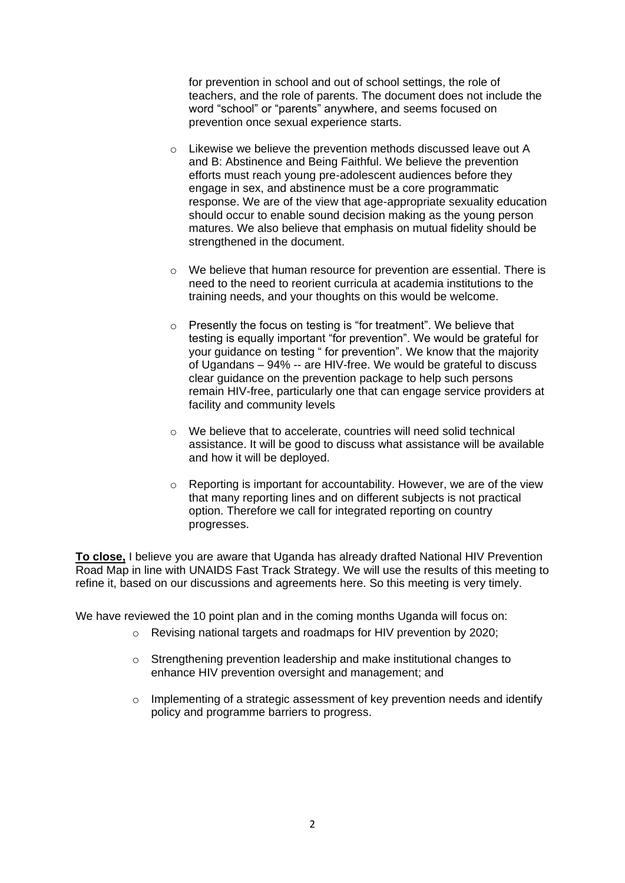for prevention in school and out of school settings, the role of teachers, and the role of parents. The document does not include the word "school" or "parents" anywhere, and seems focused on prevention once sexual experience starts.

- Likewise we believe the prevention methods discussed leave out A and B: Abstinence and Being Faithful. We believe the prevention efforts must reach young pre-adolescent audiences before they engage in sex, and abstinence must be a core programmatic response. We are of the view that age-appropriate sexuality education should occur to enable sound decision making as the young person matures. We also believe that emphasis on mutual fidelity should be strengthened in the document.

- We believe that human resource for prevention are essential. There is need to the need to reorient curricula at academia institutions to the training needs, and your thoughts on this would be welcome.

- Presently the focus on testing is "for treatment". We believe that testing is equally important "for prevention". We would be grateful for your guidance on testing " for prevention". We know that the majority of Ugandans – 94% -- are HIV-free. We would be grateful to discuss clear guidance on the prevention package to help such persons remain HIV-free, particularly one that can engage service providers at facility and community levels

- We believe that to accelerate, countries will need solid technical assistance. It will be good to discuss what assistance will be available and how it will be deployed.

- Reporting is important for accountability. However, we are of the view that many reporting lines and on different subjects is not practical option. Therefore we call for integrated reporting on country progresses.

**To close,** I believe you are aware that Uganda has already drafted National HIV Prevention Road Map in line with UNAIDS Fast Track Strategy. We will use the results of this meeting to refine it, based on our discussions and agreements here. So this meeting is very timely.

We have reviewed the 10 point plan and in the coming months Uganda will focus on:

- Revising national targets and roadmaps for HIV prevention by 2020;

- Strengthening prevention leadership and make institutional changes to enhance HIV prevention oversight and management; and

- Implementing of a strategic assessment of key prevention needs and identify policy and programme barriers to progress.